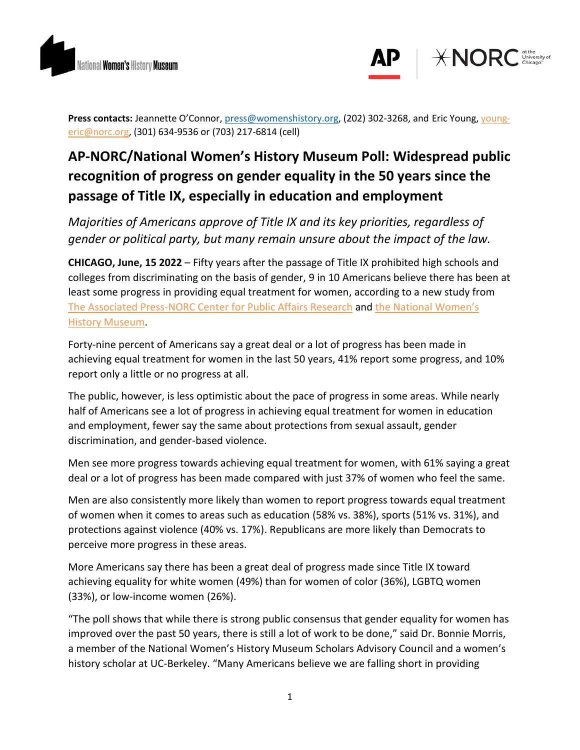**Press contacts:** Jeannette O'Connor, press@womenshistory.org, (202) 302-3268, and Eric Young, young-eric@norc.org, (301) 634-9536 or (703) 217-6814 (cell)

# AP-NORC/National Women's History Museum Poll: Widespread public recognition of progress on gender equality in the 50 years since the passage of Title IX, especially in education and employment

*Majorities of Americans approve of Title IX and its key priorities, regardless of gender or political party, but many remain unsure about the impact of the law.*

**CHICAGO, June, 15 2022** – Fifty years after the passage of Title IX prohibited high schools and colleges from discriminating on the basis of gender, 9 in 10 Americans believe there has been at least some progress in providing equal treatment for women, according to a new study from The Associated Press-NORC Center for Public Affairs Research and the National Women's History Museum.

Forty-nine percent of Americans say a great deal or a lot of progress has been made in achieving equal treatment for women in the last 50 years, 41% report some progress, and 10% report only a little or no progress at all.

The public, however, is less optimistic about the pace of progress in some areas. While nearly half of Americans see a lot of progress in achieving equal treatment for women in education and employment, fewer say the same about protections from sexual assault, gender discrimination, and gender-based violence.

Men see more progress towards achieving equal treatment for women, with 61% saying a great deal or a lot of progress has been made compared with just 37% of women who feel the same.

Men are also consistently more likely than women to report progress towards equal treatment of women when it comes to areas such as education (58% vs. 38%), sports (51% vs. 31%), and protections against violence (40% vs. 17%). Republicans are more likely than Democrats to perceive more progress in these areas.

More Americans say there has been a great deal of progress made since Title IX toward achieving equality for white women (49%) than for women of color (36%), LGBTQ women (33%), or low-income women (26%).

"The poll shows that while there is strong public consensus that gender equality for women has improved over the past 50 years, there is still a lot of work to be done," said Dr. Bonnie Morris, a member of the National Women's History Museum Scholars Advisory Council and a women's history scholar at UC-Berkeley. "Many Americans believe we are falling short in providing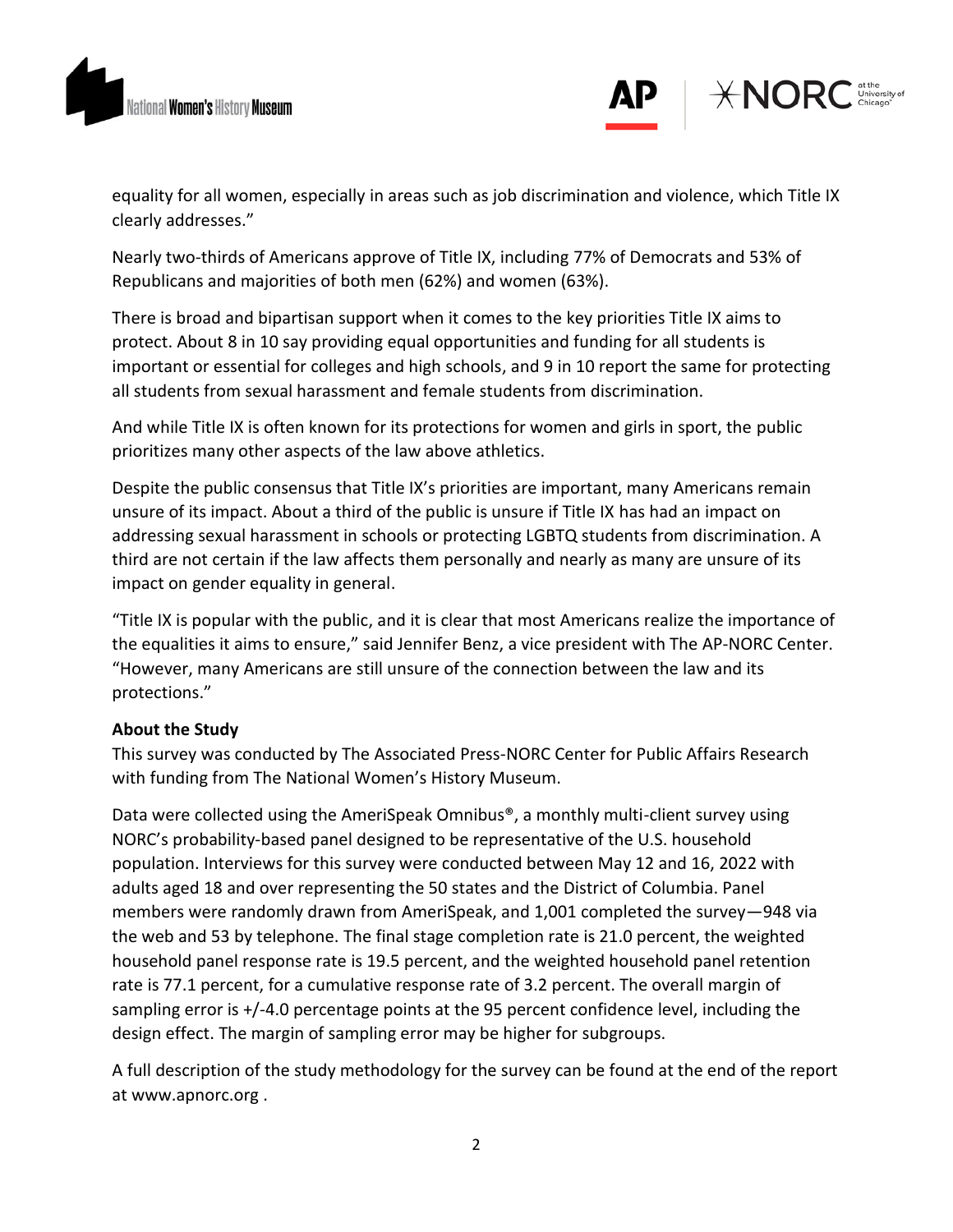equality for all women, especially in areas such as job discrimination and violence, which Title IX clearly addresses."

Nearly two-thirds of Americans approve of Title IX, including 77% of Democrats and 53% of Republicans and majorities of both men (62%) and women (63%).

There is broad and bipartisan support when it comes to the key priorities Title IX aims to protect. About 8 in 10 say providing equal opportunities and funding for all students is important or essential for colleges and high schools, and 9 in 10 report the same for protecting all students from sexual harassment and female students from discrimination.

And while Title IX is often known for its protections for women and girls in sport, the public prioritizes many other aspects of the law above athletics.

Despite the public consensus that Title IX's priorities are important, many Americans remain unsure of its impact. About a third of the public is unsure if Title IX has had an impact on addressing sexual harassment in schools or protecting LGBTQ students from discrimination. A third are not certain if the law affects them personally and nearly as many are unsure of its impact on gender equality in general.

"Title IX is popular with the public, and it is clear that most Americans realize the importance of the equalities it aims to ensure," said Jennifer Benz, a vice president with The AP-NORC Center. "However, many Americans are still unsure of the connection between the law and its protections."

**About the Study**

This survey was conducted by The Associated Press-NORC Center for Public Affairs Research with funding from The National Women's History Museum.

Data were collected using the AmeriSpeak Omnibus®, a monthly multi-client survey using NORC's probability-based panel designed to be representative of the U.S. household population. Interviews for this survey were conducted between May 12 and 16, 2022 with adults aged 18 and over representing the 50 states and the District of Columbia. Panel members were randomly drawn from AmeriSpeak, and 1,001 completed the survey—948 via the web and 53 by telephone. The final stage completion rate is 21.0 percent, the weighted household panel response rate is 19.5 percent, and the weighted household panel retention rate is 77.1 percent, for a cumulative response rate of 3.2 percent. The overall margin of sampling error is +/-4.0 percentage points at the 95 percent confidence level, including the design effect. The margin of sampling error may be higher for subgroups.

A full description of the study methodology for the survey can be found at the end of the report at www.apnorc.org .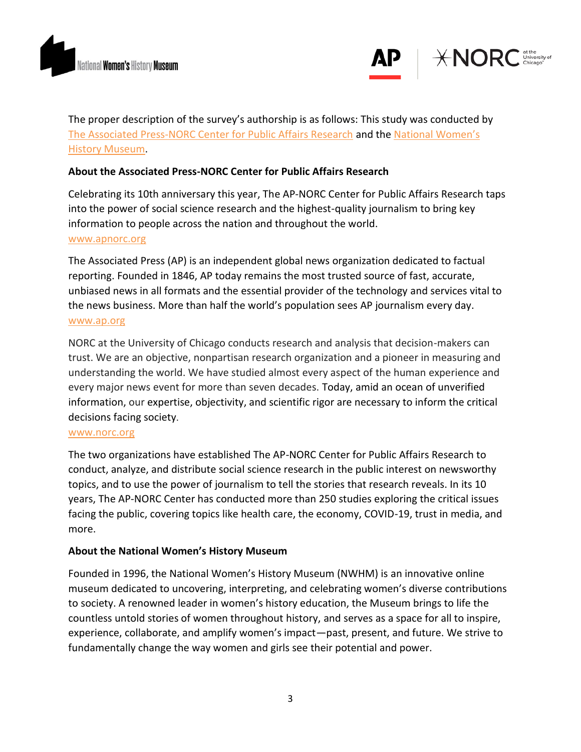The proper description of the survey's authorship is as follows: This study was conducted by The Associated Press-NORC Center for Public Affairs Research and the National Women's History Museum.

**About the Associated Press-NORC Center for Public Affairs Research**

Celebrating its 10th anniversary this year, The AP-NORC Center for Public Affairs Research taps into the power of social science research and the highest-quality journalism to bring key information to people across the nation and throughout the world.
www.apnorc.org

The Associated Press (AP) is an independent global news organization dedicated to factual reporting. Founded in 1846, AP today remains the most trusted source of fast, accurate, unbiased news in all formats and the essential provider of the technology and services vital to the news business. More than half the world's population sees AP journalism every day.
www.ap.org

NORC at the University of Chicago conducts research and analysis that decision-makers can trust. We are an objective, nonpartisan research organization and a pioneer in measuring and understanding the world. We have studied almost every aspect of the human experience and every major news event for more than seven decades. Today, amid an ocean of unverified information, our expertise, objectivity, and scientific rigor are necessary to inform the critical decisions facing society.
www.norc.org

The two organizations have established The AP-NORC Center for Public Affairs Research to conduct, analyze, and distribute social science research in the public interest on newsworthy topics, and to use the power of journalism to tell the stories that research reveals. In its 10 years, The AP-NORC Center has conducted more than 250 studies exploring the critical issues facing the public, covering topics like health care, the economy, COVID-19, trust in media, and more.

**About the National Women's History Museum**

Founded in 1996, the National Women's History Museum (NWHM) is an innovative online museum dedicated to uncovering, interpreting, and celebrating women's diverse contributions to society. A renowned leader in women's history education, the Museum brings to life the countless untold stories of women throughout history, and serves as a space for all to inspire, experience, collaborate, and amplify women's impact—past, present, and future. We strive to fundamentally change the way women and girls see their potential and power.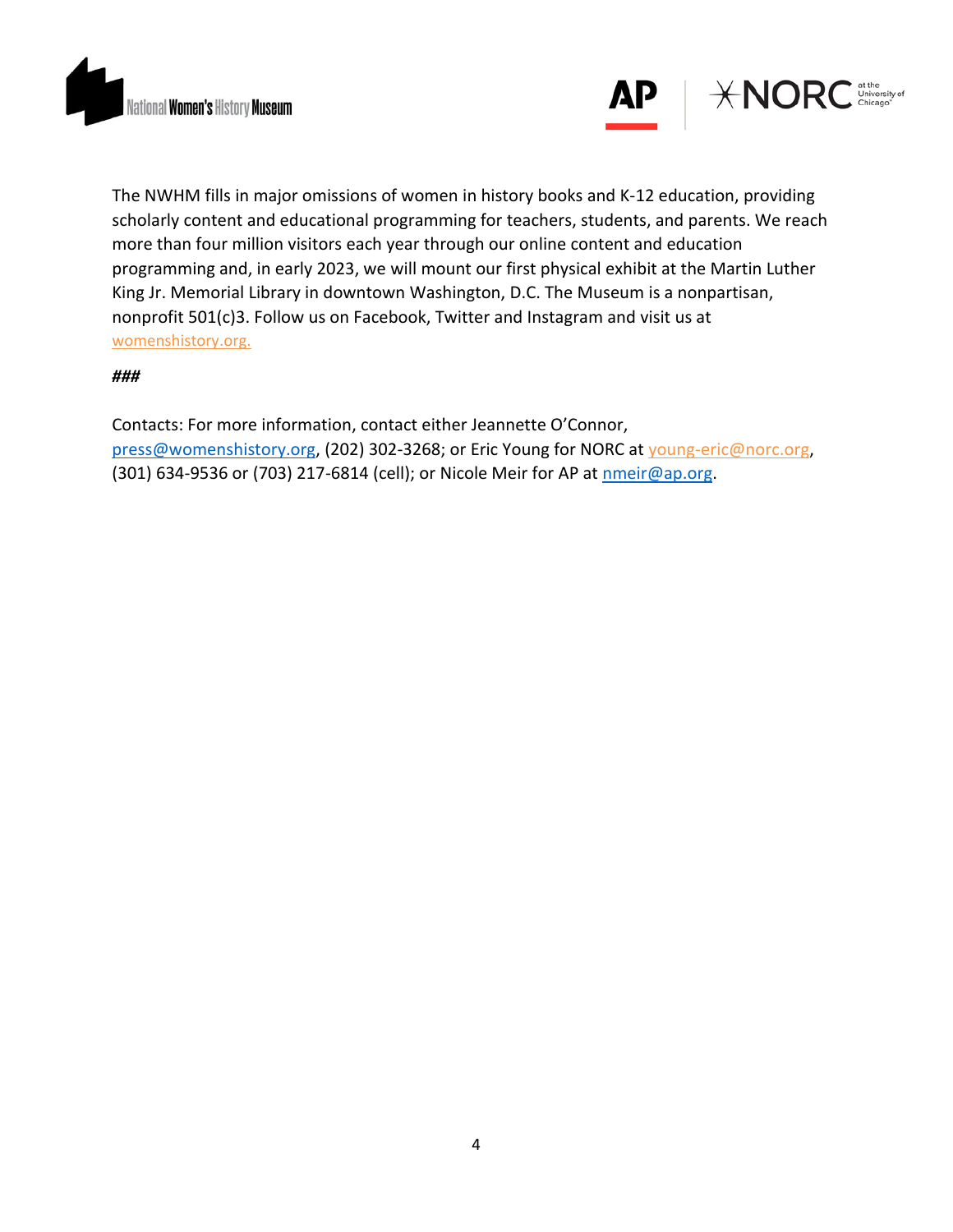The NWHM fills in major omissions of women in history books and K-12 education, providing scholarly content and educational programming for teachers, students, and parents. We reach more than four million visitors each year through our online content and education programming and, in early 2023, we will mount our first physical exhibit at the Martin Luther King Jr. Memorial Library in downtown Washington, D.C. The Museum is a nonpartisan, nonprofit 501(c)3. Follow us on Facebook, Twitter and Instagram and visit us at womenshistory.org.

***###***

Contacts: For more information, contact either Jeannette O'Connor, press@womenshistory.org, (202) 302-3268; or Eric Young for NORC at young-eric@norc.org, (301) 634-9536 or (703) 217-6814 (cell); or Nicole Meir for AP at nmeir@ap.org.